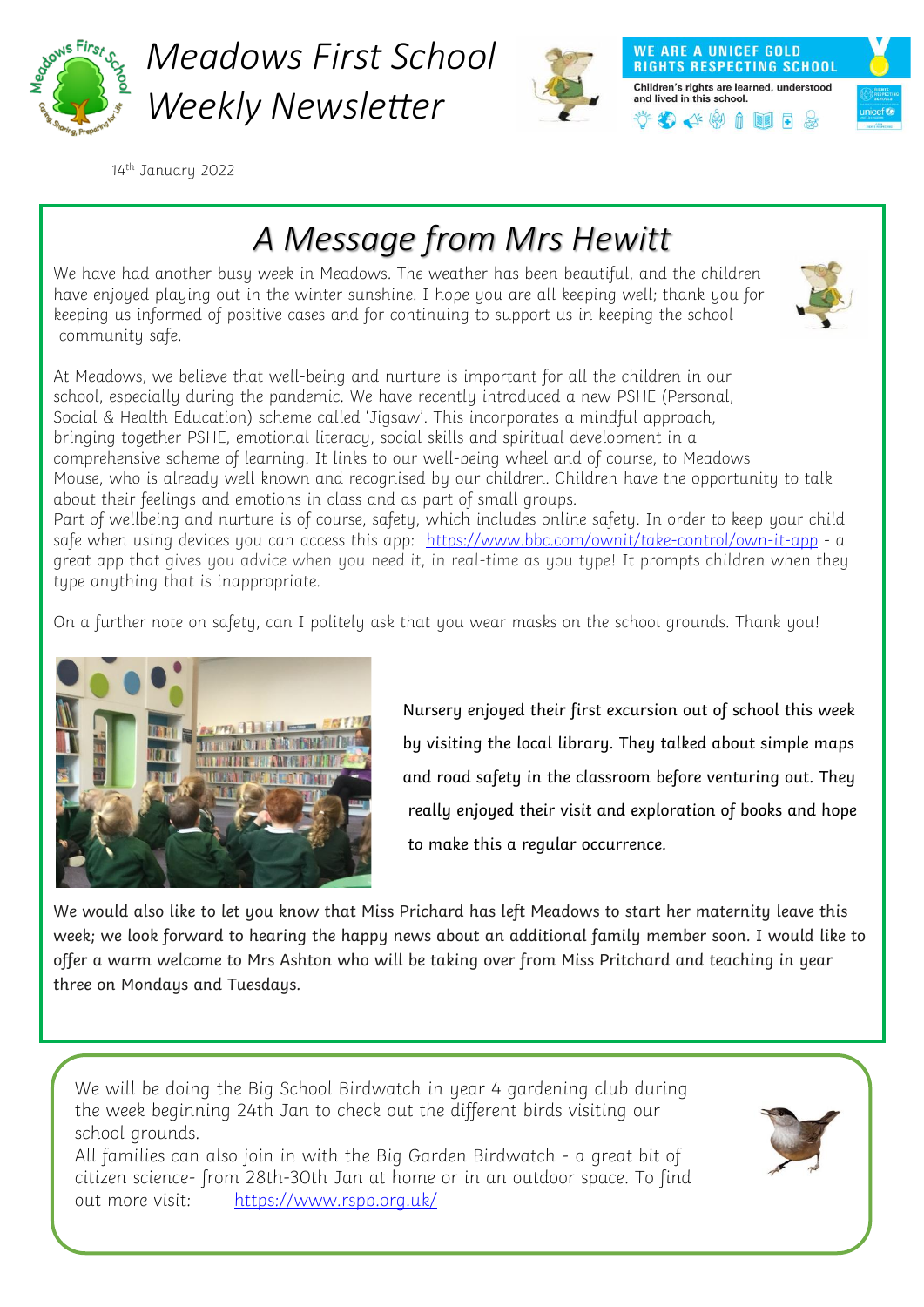# Meadows First School Weekly Newsletter

WE ARE A UNICEF GOLD RIGHTS RESPECTING SCHOOL

Children's rights are learned, understood and lived in this school.

14th January 2022

## *A Message from Mrs Hewitt*

We have had another busy week in Meadows. The weather has been beautiful, and the children have enjoyed playing out in the winter sunshine. I hope you are all keeping well; thank you for keeping us informed of positive cases and for continuing to support us in keeping the school community safe.

At Meadows, we believe that well-being and nurture is important for all the children in our school, especially during the pandemic. We have recently introduced a new PSHE (Personal, Social & Health Education) scheme called 'Jigsaw'. This incorporates a mindful approach, bringing together PSHE, emotional literacy, social skills and spiritual development in a comprehensive scheme of learning. It links to our well-being wheel and of course, to Meadows Mouse, who is already well known and recognised by our children. Children have the opportunity to talk about their feelings and emotions in class and as part of small groups.
Part of wellbeing and nurture is of course, safety, which includes online safety. In order to keep your child safe when using devices you can access this app: https://www.bbc.com/ownit/take-control/own-it-app - a great app that gives you advice when you need it, in real-time as you type! It prompts children when they type anything that is inappropriate.

On a further note on safety, can I politely ask that you wear masks on the school grounds. Thank you!

Nursery enjoyed their first excursion out of school this week by visiting the local library. They talked about simple maps and road safety in the classroom before venturing out. They really enjoyed their visit and exploration of books and hope to make this a regular occurrence.

We would also like to let you know that Miss Prichard has left Meadows to start her maternity leave this week; we look forward to hearing the happy news about an additional family member soon. I would like to offer a warm welcome to Mrs Ashton who will be taking over from Miss Pritchard and teaching in year three on Mondays and Tuesdays.

We will be doing the Big School Birdwatch in year 4 gardening club during the week beginning 24th Jan to check out the different birds visiting our school grounds.
All families can also join in with the Big Garden Birdwatch - a great bit of citizen science- from 28th-30th Jan at home or in an outdoor space. To find out more visit: https://www.rspb.org.uk/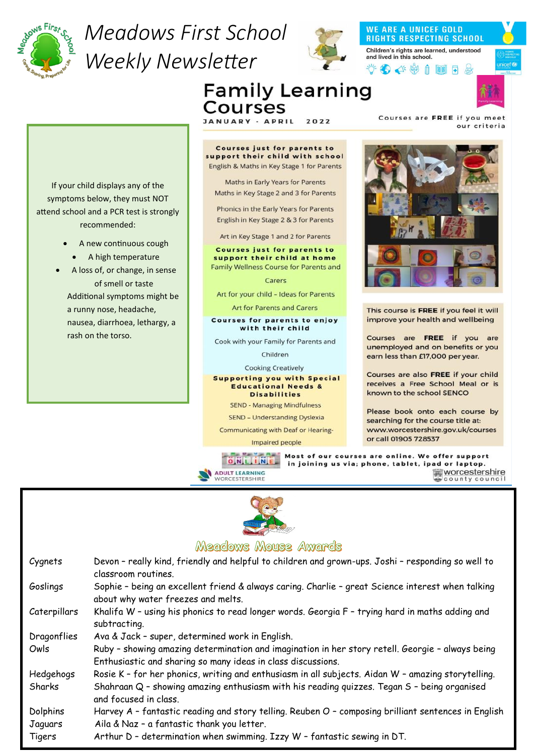# Meadows First School Weekly Newsletter

WE ARE A UNICEF GOLD RIGHTS RESPECTING SCHOOL

Children's rights are learned, understood and lived in this school.

If your child displays any of the symptoms below, they must NOT attend school and a PCR test is strongly recommended:

- A new continuous cough
- A high temperature
- A loss of, or change, in sense of smell or taste

Additional symptoms might be a runny nose, headache, nausea, diarrhoea, lethargy, a rash on the torso.

## Family Learning Courses

JANUARY - APRIL 2022

Courses are **FREE** if you meet our criteria

**Courses just for parents to support their child with school**

English & Maths in Key Stage 1 for Parents

Maths in Early Years for Parents

Maths in Key Stage 2 and 3 for Parents

Phonics in the Early Years for Parents

English in Key Stage 2 & 3 for Parents

Art in Key Stage 1 and 2 for Parents

**Courses just for parents to support their child at home**

Family Wellness Course for Parents and Carers

Art for your child - Ideas for Parents

Art for Parents and Carers

**Courses for parents to enjoy with their child**

Cook with your Family for Parents and Children

Cooking Creatively

**Supporting you with Special Educational Needs & Disabilities**

SEND - Managing Mindfulness

SEND – Understanding Dyslexia

Communicating with Deaf or Hearing-Impaired people

This course is **FREE** if you feel it will improve your health and wellbeing

Courses are **FREE** if you are unemployed and on benefits or you earn less than £17,000 per year.

Courses are also **FREE** if your child receives a Free School Meal or is known to the school SENCO

Please book onto each course by searching for the course title at: www.worcestershire.gov.uk/courses or call 01905 728537

Most of our courses are online. We offer support in joining us via; phone, tablet, ipad or laptop.

ADULT LEARNING WORCESTERSHIRE

worcestershire county council

## Meadows Mouse Awards

| | |
|---|---|
| Cygnets | Devon – really kind, friendly and helpful to children and grown-ups. Joshi – responding so well to classroom routines. |
| Goslings | Sophie – being an excellent friend & always caring. Charlie – great Science interest when talking about why water freezes and melts. |
| Caterpillars | Khalifa W – using his phonics to read longer words. Georgia F – trying hard in maths adding and subtracting. |
| Dragonflies | Ava & Jack – super, determined work in English. |
| Owls | Ruby – showing amazing determination and imagination in her story retell. Georgie – always being Enthusiastic and sharing so many ideas in class discussions. |
| Hedgehogs | Rosie K – for her phonics, writing and enthusiasm in all subjects. Aidan W – amazing storytelling. |
| Sharks | Shahraan Q – showing amazing enthusiasm with his reading quizzes. Tegan S – being organised and focused in class. |
| Dolphins | Harvey A – fantastic reading and story telling. Reuben O – composing brilliant sentences in English |
| Jaguars | Aila & Naz – a fantastic thank you letter. |
| Tigers | Arthur D – determination when swimming. Izzy W – fantastic sewing in DT. |